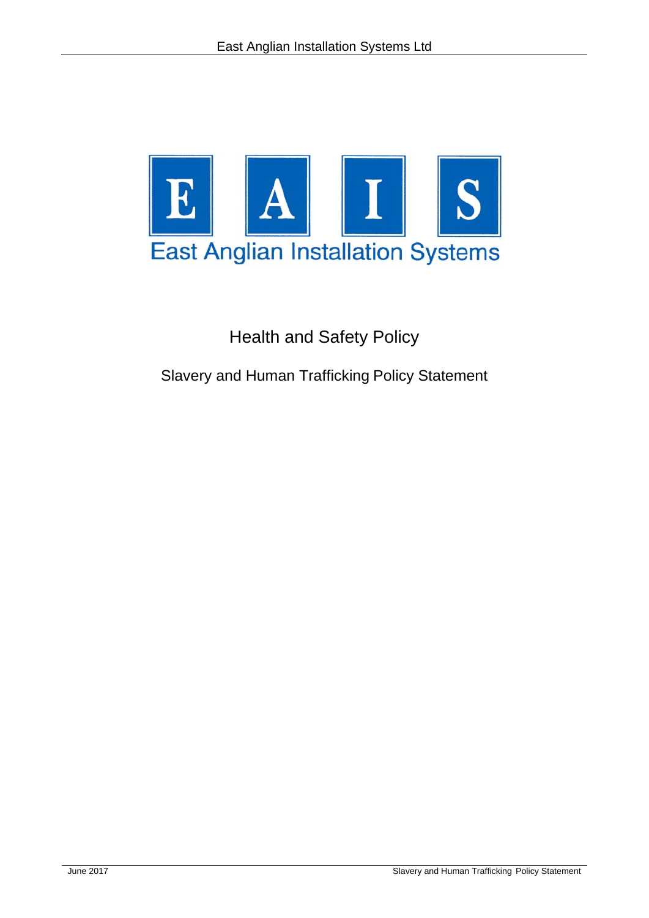East Anglian Installation Systems

# Health and Safety Policy

## Slavery and Human Trafficking Policy Statement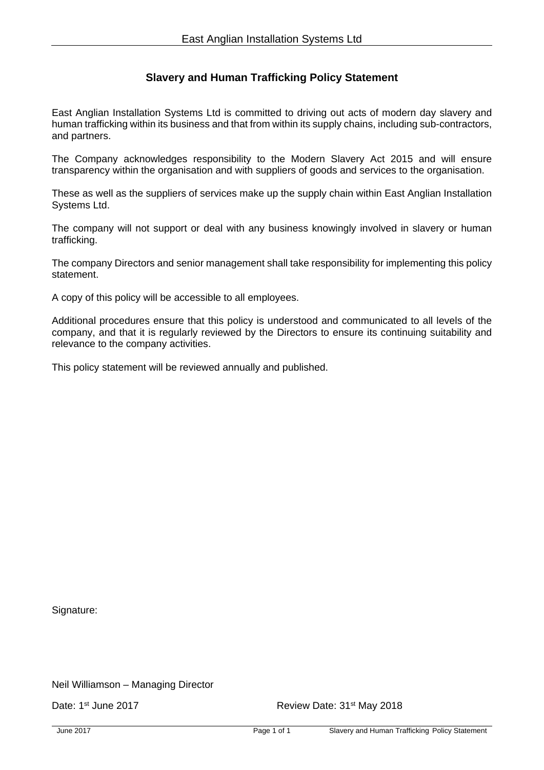## Slavery and Human Trafficking Policy Statement

East Anglian Installation Systems Ltd is committed to driving out acts of modern day slavery and human trafficking within its business and that from within its supply chains, including sub-contractors, and partners.

The Company acknowledges responsibility to the Modern Slavery Act 2015 and will ensure transparency within the organisation and with suppliers of goods and services to the organisation.

These as well as the suppliers of services make up the supply chain within East Anglian Installation Systems Ltd.

The company will not support or deal with any business knowingly involved in slavery or human trafficking.

The company Directors and senior management shall take responsibility for implementing this policy statement.

A copy of this policy will be accessible to all employees.

Additional procedures ensure that this policy is understood and communicated to all levels of the company, and that it is regularly reviewed by the Directors to ensure its continuing suitability and relevance to the company activities.

This policy statement will be reviewed annually and published.

Signature:

Neil Williamson – Managing Director

Date: 1st June 2017 Review Date: 31st May 2018